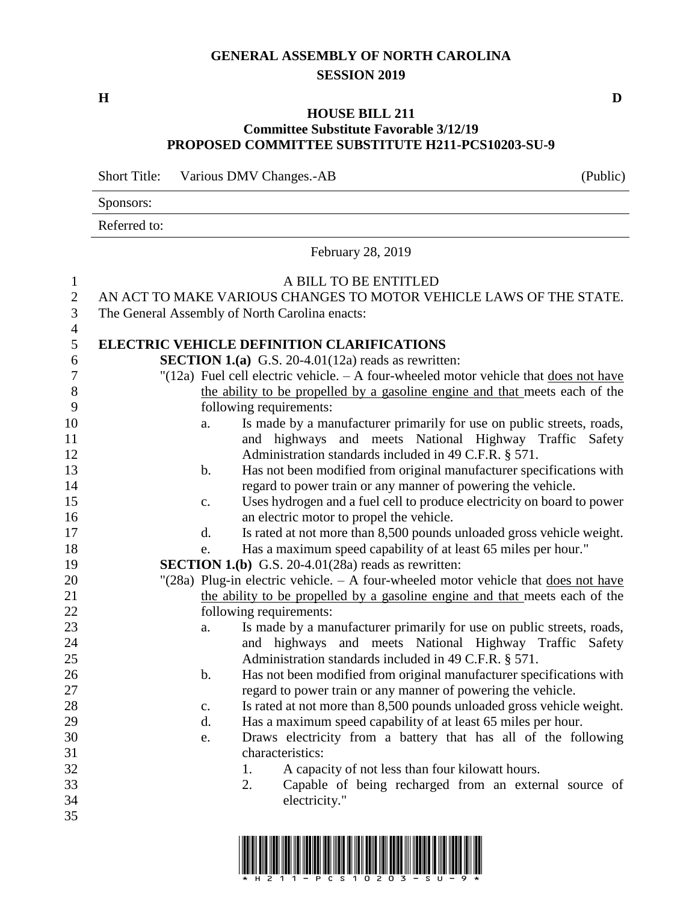# GENERAL ASSEMBLY OF NORTH CAROLINA
## SESSION 2019

**H** **D**

### HOUSE BILL 211
### Committee Substitute Favorable 3/12/19
### PROPOSED COMMITTEE SUBSTITUTE H211-PCS10203-SU-9

Short Title: Various DMV Changes.-AB (Public)

Sponsors:

Referred to:

February 28, 2019

A BILL TO BE ENTITLED

AN ACT TO MAKE VARIOUS CHANGES TO MOTOR VEHICLE LAWS OF THE STATE.

The General Assembly of North Carolina enacts:

**ELECTRIC VEHICLE DEFINITION CLARIFICATIONS**

**SECTION 1.(a)** G.S. 20-4.01(12a) reads as rewritten:

"(12a) Fuel cell electric vehicle. – A four-wheeled motor vehicle that <u>does not have the ability to be propelled by a gasoline engine and that</u> meets each of the following requirements:

a. Is made by a manufacturer primarily for use on public streets, roads, and highways and meets National Highway Traffic Safety Administration standards included in 49 C.F.R. § 571.

b. Has not been modified from original manufacturer specifications with regard to power train or any manner of powering the vehicle.

c. Uses hydrogen and a fuel cell to produce electricity on board to power an electric motor to propel the vehicle.

d. Is rated at not more than 8,500 pounds unloaded gross vehicle weight.

e. Has a maximum speed capability of at least 65 miles per hour."

**SECTION 1.(b)** G.S. 20-4.01(28a) reads as rewritten:

"(28a) Plug-in electric vehicle. – A four-wheeled motor vehicle that <u>does not have the ability to be propelled by a gasoline engine and that</u> meets each of the following requirements:

a. Is made by a manufacturer primarily for use on public streets, roads, and highways and meets National Highway Traffic Safety Administration standards included in 49 C.F.R. § 571.

b. Has not been modified from original manufacturer specifications with regard to power train or any manner of powering the vehicle.

c. Is rated at not more than 8,500 pounds unloaded gross vehicle weight.

d. Has a maximum speed capability of at least 65 miles per hour.

e. Draws electricity from a battery that has all of the following characteristics:

1. A capacity of not less than four kilowatt hours.
2. Capable of being recharged from an external source of electricity."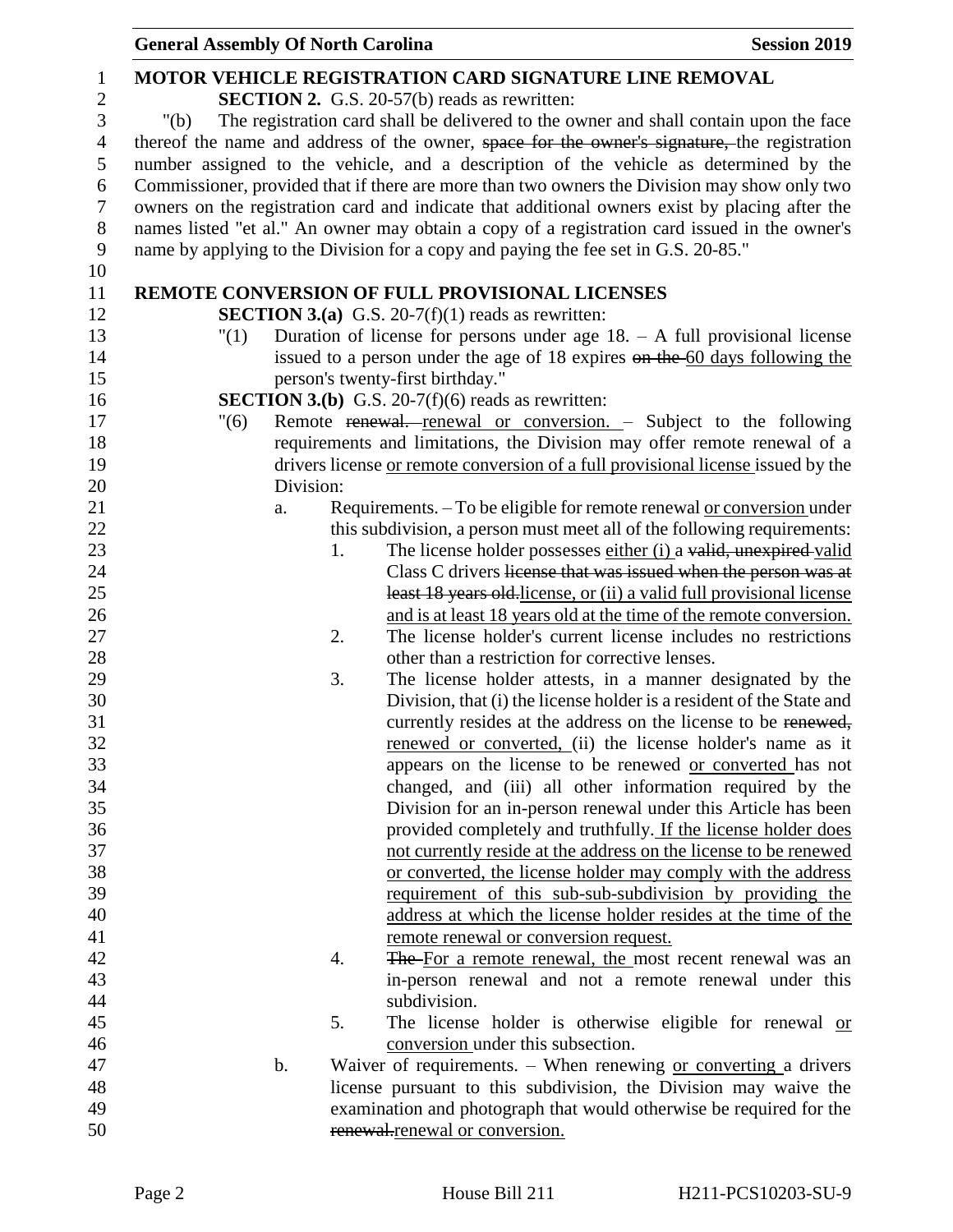**MOTOR VEHICLE REGISTRATION CARD SIGNATURE LINE REMOVAL**

**SECTION 2.** G.S. 20-57(b) reads as rewritten:

"(b) The registration card shall be delivered to the owner and shall contain upon the face thereof the name and address of the owner, ~~space for the owner's signature,~~ the registration number assigned to the vehicle, and a description of the vehicle as determined by the Commissioner, provided that if there are more than two owners the Division may show only two owners on the registration card and indicate that additional owners exist by placing after the names listed "et al." An owner may obtain a copy of a registration card issued in the owner's name by applying to the Division for a copy and paying the fee set in G.S. 20-85."

**REMOTE CONVERSION OF FULL PROVISIONAL LICENSES**

**SECTION 3.(a)** G.S. 20-7(f)(1) reads as rewritten:

"(1) Duration of license for persons under age 18. – A full provisional license issued to a person under the age of 18 expires ~~on the~~ 60 days following the person's twenty-first birthday."

**SECTION 3.(b)** G.S. 20-7(f)(6) reads as rewritten:

"(6) Remote ~~renewal.~~ renewal or conversion. – Subject to the following requirements and limitations, the Division may offer remote renewal of a drivers license or remote conversion of a full provisional license issued by the Division:

a. Requirements. – To be eligible for remote renewal or conversion under this subdivision, a person must meet all of the following requirements:

1. The license holder possesses either (i) a ~~valid, unexpired~~ valid Class C drivers ~~license that was issued when the person was at least 18 years old.~~ license, or (ii) a valid full provisional license and is at least 18 years old at the time of the remote conversion.
2. The license holder's current license includes no restrictions other than a restriction for corrective lenses.
3. The license holder attests, in a manner designated by the Division, that (i) the license holder is a resident of the State and currently resides at the address on the license to be ~~renewed,~~ renewed or converted, (ii) the license holder's name as it appears on the license to be renewed or converted has not changed, and (iii) all other information required by the Division for an in-person renewal under this Article has been provided completely and truthfully. If the license holder does not currently reside at the address on the license to be renewed or converted, the license holder may comply with the address requirement of this sub-sub-subdivision by providing the address at which the license holder resides at the time of the remote renewal or conversion request.
4. ~~The~~ For a remote renewal, the most recent renewal was an in-person renewal and not a remote renewal under this subdivision.
5. The license holder is otherwise eligible for renewal or conversion under this subsection.

b. Waiver of requirements. – When renewing or converting a drivers license pursuant to this subdivision, the Division may waive the examination and photograph that would otherwise be required for the ~~renewal.~~ renewal or conversion.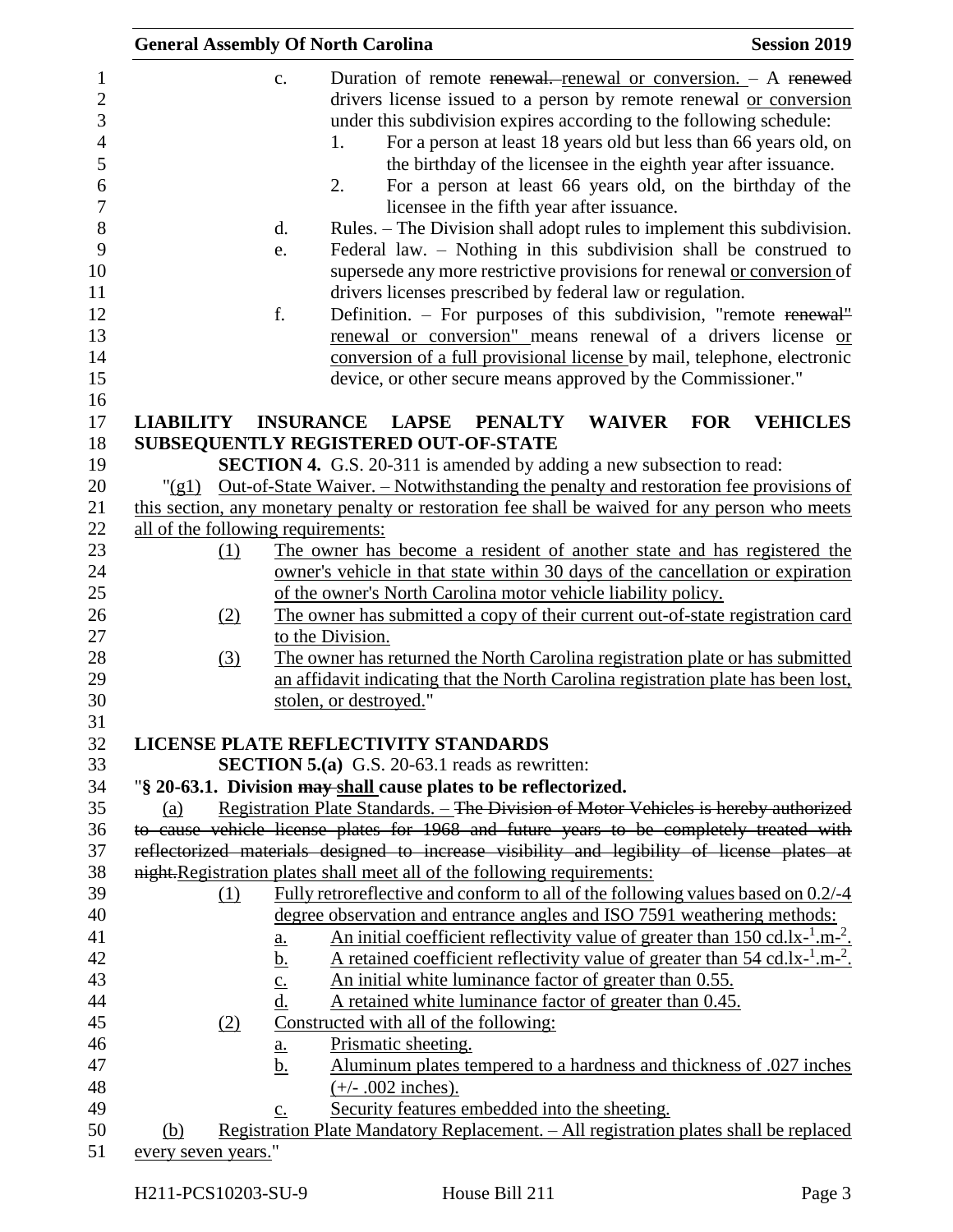c. Duration of remote ~~renewal.~~ renewal or conversion. – A ~~renewed~~ drivers license issued to a person by remote renewal or conversion under this subdivision expires according to the following schedule:

1. For a person at least 18 years old but less than 66 years old, on the birthday of the licensee in the eighth year after issuance.
2. For a person at least 66 years old, on the birthday of the licensee in the fifth year after issuance.

d. Rules. – The Division shall adopt rules to implement this subdivision.

e. Federal law. – Nothing in this subdivision shall be construed to supersede any more restrictive provisions for renewal or conversion of drivers licenses prescribed by federal law or regulation.

f. Definition. – For purposes of this subdivision, "remote ~~renewal"~~ renewal or conversion" means renewal of a drivers license or conversion of a full provisional license by mail, telephone, electronic device, or other secure means approved by the Commissioner."

**LIABILITY INSURANCE LAPSE PENALTY WAIVER FOR VEHICLES SUBSEQUENTLY REGISTERED OUT-OF-STATE**

**SECTION 4.** G.S. 20-311 is amended by adding a new subsection to read:

"(g1) Out-of-State Waiver. – Notwithstanding the penalty and restoration fee provisions of this section, any monetary penalty or restoration fee shall be waived for any person who meets all of the following requirements:

(1) The owner has become a resident of another state and has registered the owner's vehicle in that state within 30 days of the cancellation or expiration of the owner's North Carolina motor vehicle liability policy.

(2) The owner has submitted a copy of their current out-of-state registration card to the Division.

(3) The owner has returned the North Carolina registration plate or has submitted an affidavit indicating that the North Carolina registration plate has been lost, stolen, or destroyed."

**LICENSE PLATE REFLECTIVITY STANDARDS**

**SECTION 5.(a)** G.S. 20-63.1 reads as rewritten:

"**§ 20-63.1. Division ~~may~~ shall cause plates to be reflectorized.**

(a) Registration Plate Standards. – ~~The Division of Motor Vehicles is hereby authorized to cause vehicle license plates for 1968 and future years to be completely treated with reflectorized materials designed to increase visibility and legibility of license plates at night.~~Registration plates shall meet all of the following requirements:

(1) Fully retroreflective and conform to all of the following values based on 0.2/-4 degree observation and entrance angles and ISO 7591 weathering methods:

a. An initial coefficient reflectivity value of greater than 150 $cd.lx^{-1}.m^{-2}$.
b. A retained coefficient reflectivity value of greater than 54 $cd.lx^{-1}.m^{-2}$.
c. An initial white luminance factor of greater than 0.55.
d. A retained white luminance factor of greater than 0.45.

(2) Constructed with all of the following:

a. Prismatic sheeting.
b. Aluminum plates tempered to a hardness and thickness of .027 inches (+/- .002 inches).
c. Security features embedded into the sheeting.

(b) Registration Plate Mandatory Replacement. – All registration plates shall be replaced every seven years."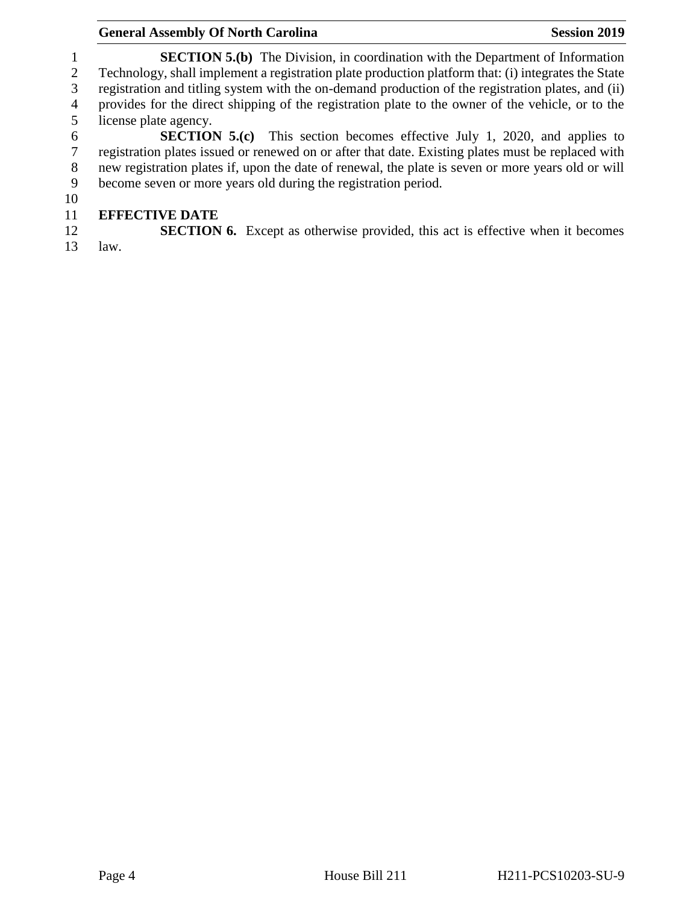**SECTION 5.(b)** The Division, in coordination with the Department of Information Technology, shall implement a registration plate production platform that: (i) integrates the State registration and titling system with the on-demand production of the registration plates, and (ii) provides for the direct shipping of the registration plate to the owner of the vehicle, or to the license plate agency.

**SECTION 5.(c)** This section becomes effective July 1, 2020, and applies to registration plates issued or renewed on or after that date. Existing plates must be replaced with new registration plates if, upon the date of renewal, the plate is seven or more years old or will become seven or more years old during the registration period.

**EFFECTIVE DATE**

**SECTION 6.** Except as otherwise provided, this act is effective when it becomes law.